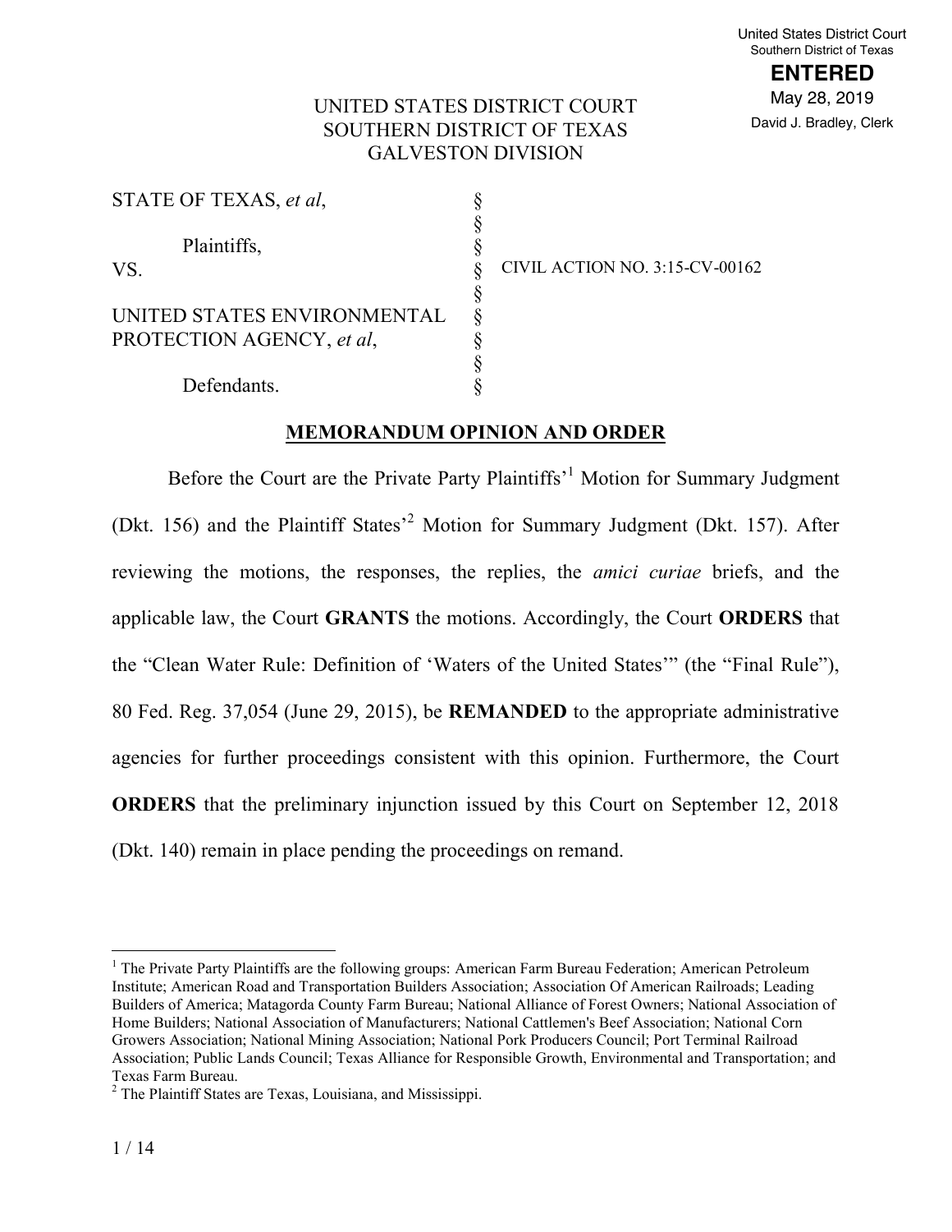United States District Court
Southern District of Texas
**ENTERED**
May 28, 2019
David J. Bradley, Clerk

UNITED STATES DISTRICT COURT
SOUTHERN DISTRICT OF TEXAS
GALVESTON DIVISION

| | | |
|---|---|---|
| STATE OF TEXAS, *et al*, | § | |
| | § | |
| Plaintiffs, | § | |
| VS. | § | CIVIL ACTION NO. 3:15-CV-00162 |
| | § | |
| UNITED STATES ENVIRONMENTAL PROTECTION AGENCY, *et al*, | § | |
| | § | |
| Defendants. | § | |

**MEMORANDUM OPINION AND ORDER**

Before the Court are the Private Party Plaintiffs'[1] Motion for Summary Judgment (Dkt. 156) and the Plaintiff States'[2] Motion for Summary Judgment (Dkt. 157). After reviewing the motions, the responses, the replies, the *amici curiae* briefs, and the applicable law, the Court **GRANTS** the motions. Accordingly, the Court **ORDERS** that the "Clean Water Rule: Definition of 'Waters of the United States'" (the "Final Rule"), 80 Fed. Reg. 37,054 (June 29, 2015), be **REMANDED** to the appropriate administrative agencies for further proceedings consistent with this opinion. Furthermore, the Court **ORDERS** that the preliminary injunction issued by this Court on September 12, 2018 (Dkt. 140) remain in place pending the proceedings on remand.

---

[1] The Private Party Plaintiffs are the following groups: American Farm Bureau Federation; American Petroleum Institute; American Road and Transportation Builders Association; Association Of American Railroads; Leading Builders of America; Matagorda County Farm Bureau; National Alliance of Forest Owners; National Association of Home Builders; National Association of Manufacturers; National Cattlemen's Beef Association; National Corn Growers Association; National Mining Association; National Pork Producers Council; Port Terminal Railroad Association; Public Lands Council; Texas Alliance for Responsible Growth, Environmental and Transportation; and Texas Farm Bureau.

[2] The Plaintiff States are Texas, Louisiana, and Mississippi.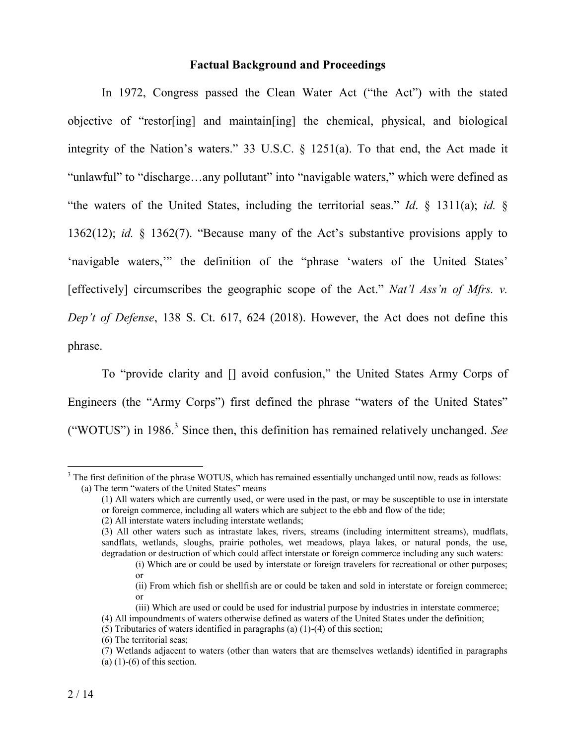## Factual Background and Proceedings

In 1972, Congress passed the Clean Water Act ("the Act") with the stated objective of "restor[ing] and maintain[ing] the chemical, physical, and biological integrity of the Nation's waters." 33 U.S.C. § 1251(a). To that end, the Act made it "unlawful" to "discharge…any pollutant" into "navigable waters," which were defined as "the waters of the United States, including the territorial seas." *Id*. § 1311(a); *id.* § 1362(12); *id.* § 1362(7). "Because many of the Act's substantive provisions apply to 'navigable waters,'" the definition of the "phrase 'waters of the United States' [effectively] circumscribes the geographic scope of the Act." *Nat'l Ass'n of Mfrs. v. Dep't of Defense*, 138 S. Ct. 617, 624 (2018). However, the Act does not define this phrase.

To "provide clarity and [] avoid confusion," the United States Army Corps of Engineers (the "Army Corps") first defined the phrase "waters of the United States" ("WOTUS") in 1986.[3] Since then, this definition has remained relatively unchanged. *See*

---

[3] The first definition of the phrase WOTUS, which has remained essentially unchanged until now, reads as follows:

(a) The term "waters of the United States" means

(1) All waters which are currently used, or were used in the past, or may be susceptible to use in interstate or foreign commerce, including all waters which are subject to the ebb and flow of the tide;

(2) All interstate waters including interstate wetlands;

(3) All other waters such as intrastate lakes, rivers, streams (including intermittent streams), mudflats, sandflats, wetlands, sloughs, prairie potholes, wet meadows, playa lakes, or natural ponds, the use, degradation or destruction of which could affect interstate or foreign commerce including any such waters:

(i) Which are or could be used by interstate or foreign travelers for recreational or other purposes; or

(ii) From which fish or shellfish are or could be taken and sold in interstate or foreign commerce; or

(iii) Which are used or could be used for industrial purpose by industries in interstate commerce;

(4) All impoundments of waters otherwise defined as waters of the United States under the definition;

(5) Tributaries of waters identified in paragraphs (a) (1)-(4) of this section;

(6) The territorial seas;

(7) Wetlands adjacent to waters (other than waters that are themselves wetlands) identified in paragraphs (a) (1)-(6) of this section.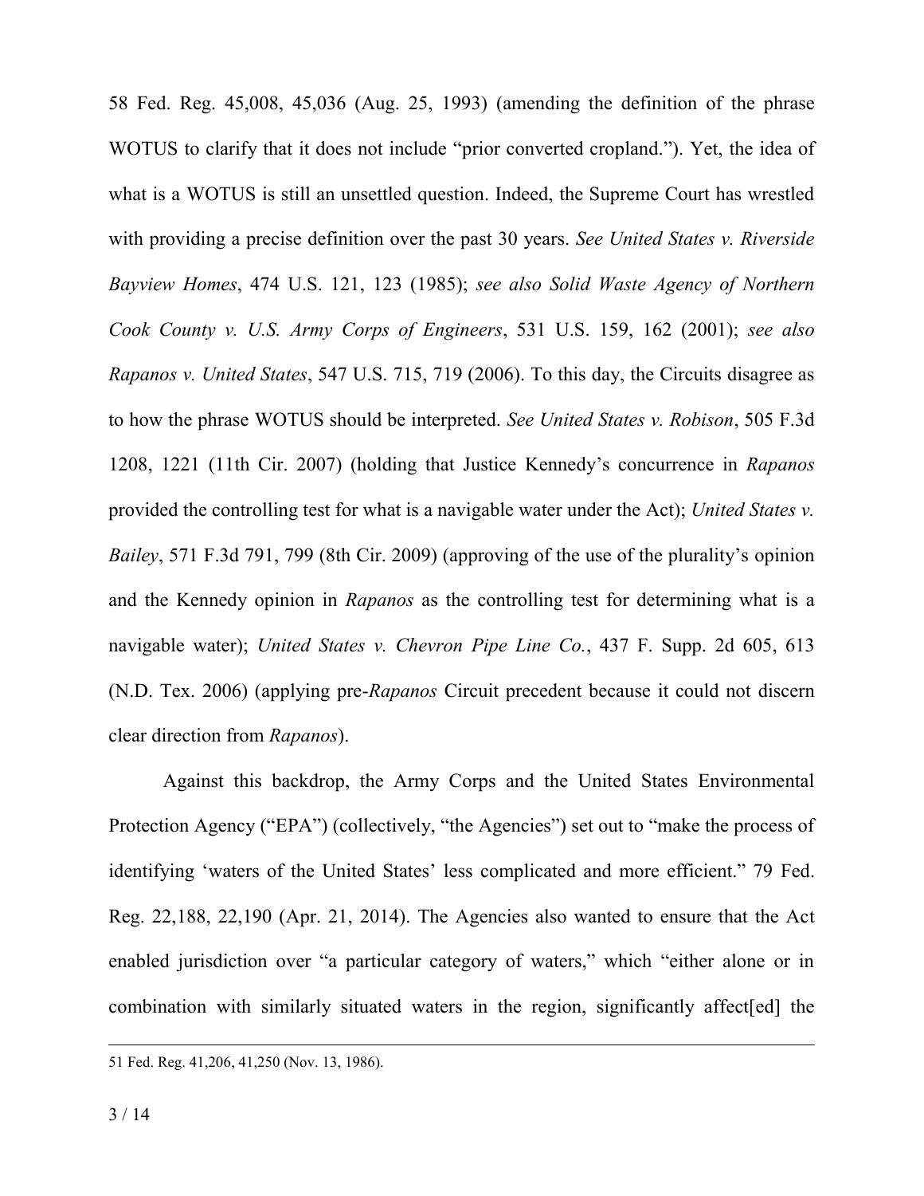58 Fed. Reg. 45,008, 45,036 (Aug. 25, 1993) (amending the definition of the phrase WOTUS to clarify that it does not include "prior converted cropland."). Yet, the idea of what is a WOTUS is still an unsettled question. Indeed, the Supreme Court has wrestled with providing a precise definition over the past 30 years. *See United States v. Riverside Bayview Homes*, 474 U.S. 121, 123 (1985); *see also Solid Waste Agency of Northern Cook County v. U.S. Army Corps of Engineers*, 531 U.S. 159, 162 (2001); *see also Rapanos v. United States*, 547 U.S. 715, 719 (2006). To this day, the Circuits disagree as to how the phrase WOTUS should be interpreted. *See United States v. Robison*, 505 F.3d 1208, 1221 (11th Cir. 2007) (holding that Justice Kennedy's concurrence in *Rapanos* provided the controlling test for what is a navigable water under the Act); *United States v. Bailey*, 571 F.3d 791, 799 (8th Cir. 2009) (approving of the use of the plurality's opinion and the Kennedy opinion in *Rapanos* as the controlling test for determining what is a navigable water); *United States v. Chevron Pipe Line Co.*, 437 F. Supp. 2d 605, 613 (N.D. Tex. 2006) (applying pre-*Rapanos* Circuit precedent because it could not discern clear direction from *Rapanos*).

Against this backdrop, the Army Corps and the United States Environmental Protection Agency ("EPA") (collectively, "the Agencies") set out to "make the process of identifying 'waters of the United States' less complicated and more efficient." 79 Fed. Reg. 22,188, 22,190 (Apr. 21, 2014). The Agencies also wanted to ensure that the Act enabled jurisdiction over "a particular category of waters," which "either alone or in combination with similarly situated waters in the region, significantly affect[ed] the

---

51 Fed. Reg. 41,206, 41,250 (Nov. 13, 1986).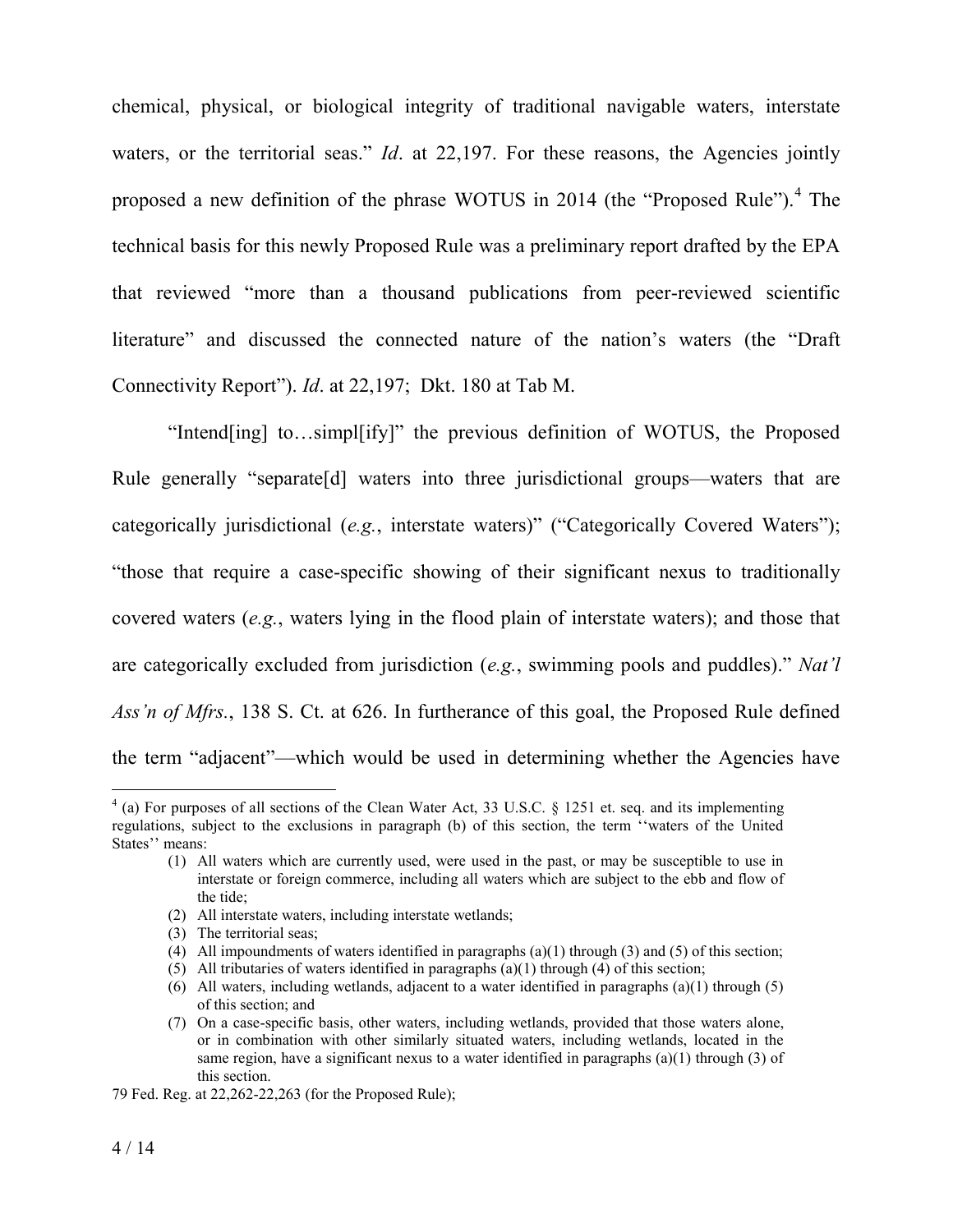chemical, physical, or biological integrity of traditional navigable waters, interstate waters, or the territorial seas." *Id*. at 22,197. For these reasons, the Agencies jointly proposed a new definition of the phrase WOTUS in 2014 (the "Proposed Rule").[4] The technical basis for this newly Proposed Rule was a preliminary report drafted by the EPA that reviewed "more than a thousand publications from peer-reviewed scientific literature" and discussed the connected nature of the nation's waters (the "Draft Connectivity Report"). *Id*. at 22,197; Dkt. 180 at Tab M.

"Intend[ing] to…simpl[ify]" the previous definition of WOTUS, the Proposed Rule generally "separate[d] waters into three jurisdictional groups—waters that are categorically jurisdictional (*e.g.*, interstate waters)" ("Categorically Covered Waters"); "those that require a case-specific showing of their significant nexus to traditionally covered waters (*e.g.*, waters lying in the flood plain of interstate waters); and those that are categorically excluded from jurisdiction (*e.g.*, swimming pools and puddles)." *Nat'l Ass'n of Mfrs.*, 138 S. Ct. at 626. In furtherance of this goal, the Proposed Rule defined the term "adjacent"—which would be used in determining whether the Agencies have

---

[4] (a) For purposes of all sections of the Clean Water Act, 33 U.S.C. § 1251 et. seq. and its implementing regulations, subject to the exclusions in paragraph (b) of this section, the term ''waters of the United States'' means:

(1) All waters which are currently used, were used in the past, or may be susceptible to use in interstate or foreign commerce, including all waters which are subject to the ebb and flow of the tide;
(2) All interstate waters, including interstate wetlands;
(3) The territorial seas;
(4) All impoundments of waters identified in paragraphs (a)(1) through (3) and (5) of this section;
(5) All tributaries of waters identified in paragraphs (a)(1) through (4) of this section;
(6) All waters, including wetlands, adjacent to a water identified in paragraphs (a)(1) through (5) of this section; and
(7) On a case-specific basis, other waters, including wetlands, provided that those waters alone, or in combination with other similarly situated waters, including wetlands, located in the same region, have a significant nexus to a water identified in paragraphs (a)(1) through (3) of this section.

79 Fed. Reg. at 22,262-22,263 (for the Proposed Rule);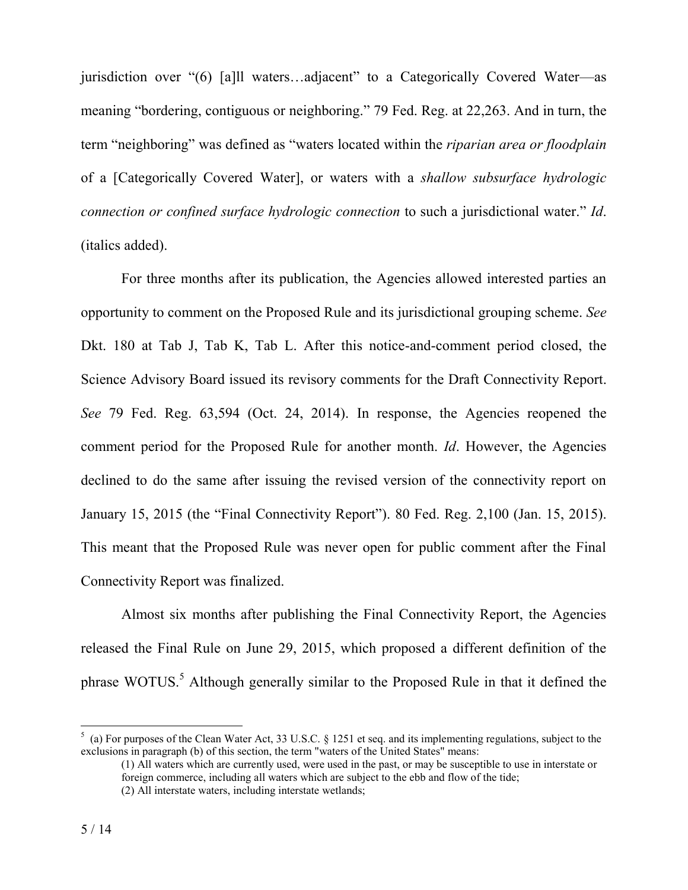jurisdiction over "(6) [a]ll waters…adjacent" to a Categorically Covered Water—as meaning "bordering, contiguous or neighboring." 79 Fed. Reg. at 22,263. And in turn, the term "neighboring" was defined as "waters located within the *riparian area or floodplain* of a [Categorically Covered Water], or waters with a *shallow subsurface hydrologic connection or confined surface hydrologic connection* to such a jurisdictional water." *Id*. (italics added).

For three months after its publication, the Agencies allowed interested parties an opportunity to comment on the Proposed Rule and its jurisdictional grouping scheme. *See* Dkt. 180 at Tab J, Tab K, Tab L. After this notice-and-comment period closed, the Science Advisory Board issued its revisory comments for the Draft Connectivity Report. *See* 79 Fed. Reg. 63,594 (Oct. 24, 2014). In response, the Agencies reopened the comment period for the Proposed Rule for another month. *Id*. However, the Agencies declined to do the same after issuing the revised version of the connectivity report on January 15, 2015 (the "Final Connectivity Report"). 80 Fed. Reg. 2,100 (Jan. 15, 2015). This meant that the Proposed Rule was never open for public comment after the Final Connectivity Report was finalized.

Almost six months after publishing the Final Connectivity Report, the Agencies released the Final Rule on June 29, 2015, which proposed a different definition of the phrase WOTUS.[5] Although generally similar to the Proposed Rule in that it defined the

---

[5] (a) For purposes of the Clean Water Act, 33 U.S.C. § 1251 et seq. and its implementing regulations, subject to the exclusions in paragraph (b) of this section, the term "waters of the United States" means:

> (1) All waters which are currently used, were used in the past, or may be susceptible to use in interstate or foreign commerce, including all waters which are subject to the ebb and flow of the tide;
> (2) All interstate waters, including interstate wetlands;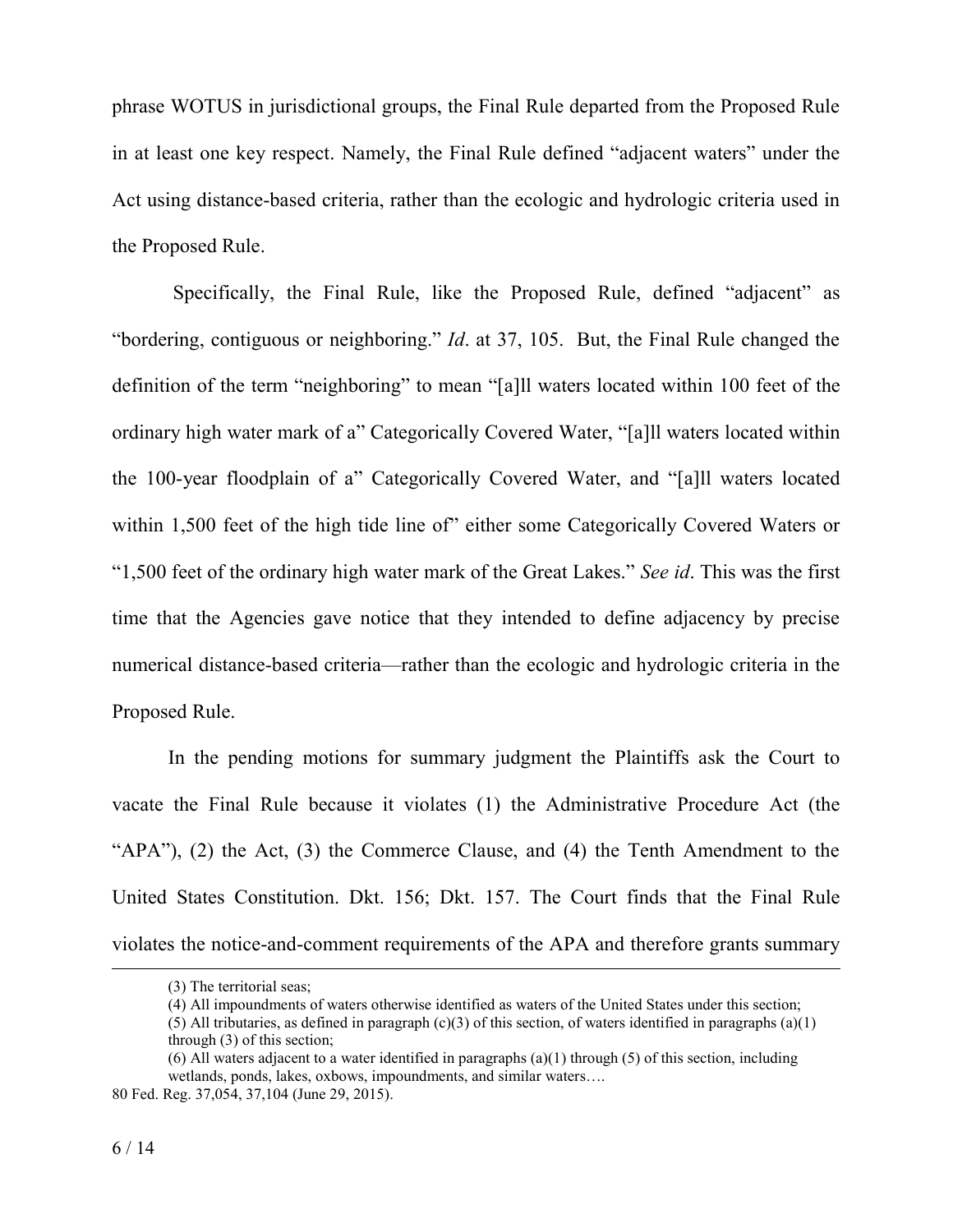phrase WOTUS in jurisdictional groups, the Final Rule departed from the Proposed Rule in at least one key respect. Namely, the Final Rule defined "adjacent waters" under the Act using distance-based criteria, rather than the ecologic and hydrologic criteria used in the Proposed Rule.

Specifically, the Final Rule, like the Proposed Rule, defined "adjacent" as "bordering, contiguous or neighboring." *Id*. at 37, 105. But, the Final Rule changed the definition of the term "neighboring" to mean "[a]ll waters located within 100 feet of the ordinary high water mark of a" Categorically Covered Water, "[a]ll waters located within the 100-year floodplain of a" Categorically Covered Water, and "[a]ll waters located within 1,500 feet of the high tide line of" either some Categorically Covered Waters or "1,500 feet of the ordinary high water mark of the Great Lakes." *See id*. This was the first time that the Agencies gave notice that they intended to define adjacency by precise numerical distance-based criteria—rather than the ecologic and hydrologic criteria in the Proposed Rule.

In the pending motions for summary judgment the Plaintiffs ask the Court to vacate the Final Rule because it violates (1) the Administrative Procedure Act (the "APA"), (2) the Act, (3) the Commerce Clause, and (4) the Tenth Amendment to the United States Constitution. Dkt. 156; Dkt. 157. The Court finds that the Final Rule violates the notice-and-comment requirements of the APA and therefore grants summary

---

(3) The territorial seas;

(4) All impoundments of waters otherwise identified as waters of the United States under this section;

(5) All tributaries, as defined in paragraph (c)(3) of this section, of waters identified in paragraphs (a)(1) through (3) of this section;

(6) All waters adjacent to a water identified in paragraphs (a)(1) through (5) of this section, including wetlands, ponds, lakes, oxbows, impoundments, and similar waters….

80 Fed. Reg. 37,054, 37,104 (June 29, 2015).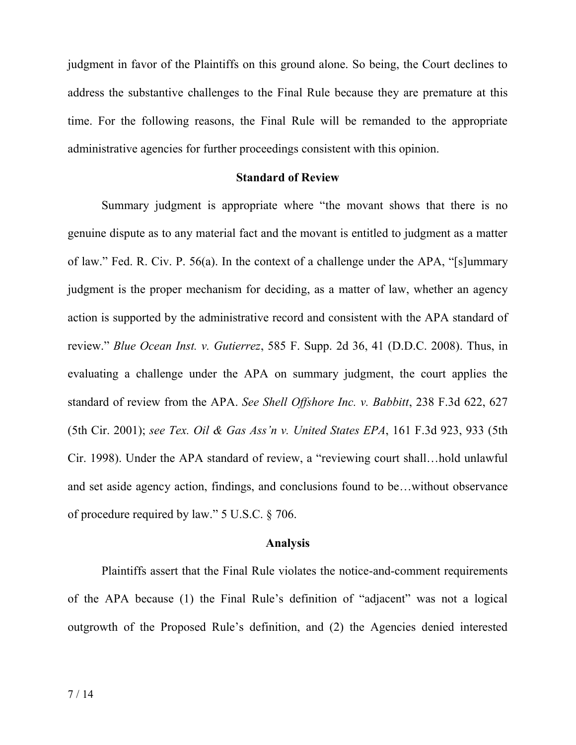judgment in favor of the Plaintiffs on this ground alone. So being, the Court declines to address the substantive challenges to the Final Rule because they are premature at this time. For the following reasons, the Final Rule will be remanded to the appropriate administrative agencies for further proceedings consistent with this opinion.

## Standard of Review

Summary judgment is appropriate where "the movant shows that there is no genuine dispute as to any material fact and the movant is entitled to judgment as a matter of law." Fed. R. Civ. P. 56(a). In the context of a challenge under the APA, "[s]ummary judgment is the proper mechanism for deciding, as a matter of law, whether an agency action is supported by the administrative record and consistent with the APA standard of review." *Blue Ocean Inst. v. Gutierrez*, 585 F. Supp. 2d 36, 41 (D.D.C. 2008). Thus, in evaluating a challenge under the APA on summary judgment, the court applies the standard of review from the APA. *See Shell Offshore Inc. v. Babbitt*, 238 F.3d 622, 627 (5th Cir. 2001); *see Tex. Oil & Gas Ass'n v. United States EPA*, 161 F.3d 923, 933 (5th Cir. 1998). Under the APA standard of review, a "reviewing court shall…hold unlawful and set aside agency action, findings, and conclusions found to be…without observance of procedure required by law." 5 U.S.C. § 706.

## Analysis

Plaintiffs assert that the Final Rule violates the notice-and-comment requirements of the APA because (1) the Final Rule's definition of "adjacent" was not a logical outgrowth of the Proposed Rule's definition, and (2) the Agencies denied interested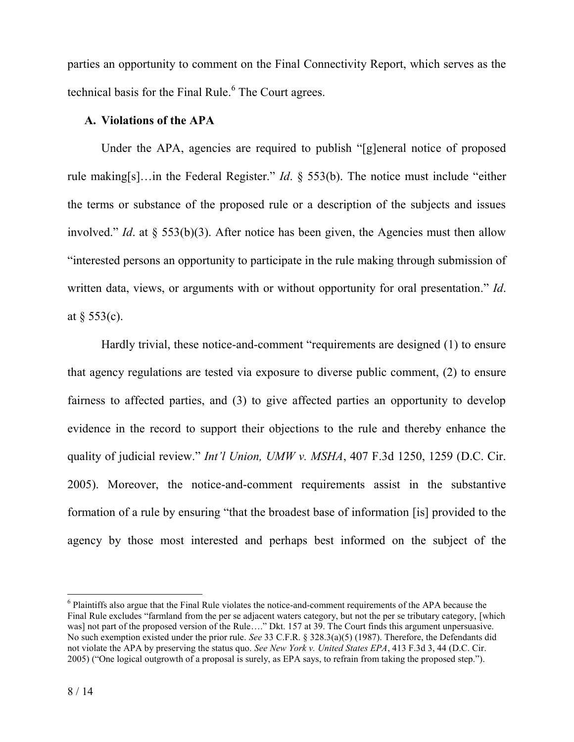parties an opportunity to comment on the Final Connectivity Report, which serves as the technical basis for the Final Rule.[6] The Court agrees.

### A. Violations of the APA

Under the APA, agencies are required to publish "[g]eneral notice of proposed rule making[s]…in the Federal Register." *Id*. § 553(b). The notice must include "either the terms or substance of the proposed rule or a description of the subjects and issues involved." *Id*. at § 553(b)(3). After notice has been given, the Agencies must then allow "interested persons an opportunity to participate in the rule making through submission of written data, views, or arguments with or without opportunity for oral presentation." *Id*. at § 553(c).

Hardly trivial, these notice-and-comment "requirements are designed (1) to ensure that agency regulations are tested via exposure to diverse public comment, (2) to ensure fairness to affected parties, and (3) to give affected parties an opportunity to develop evidence in the record to support their objections to the rule and thereby enhance the quality of judicial review." *Int'l Union, UMW v. MSHA*, 407 F.3d 1250, 1259 (D.C. Cir. 2005). Moreover, the notice-and-comment requirements assist in the substantive formation of a rule by ensuring "that the broadest base of information [is] provided to the agency by those most interested and perhaps best informed on the subject of the

---

[6] Plaintiffs also argue that the Final Rule violates the notice-and-comment requirements of the APA because the Final Rule excludes "farmland from the per se adjacent waters category, but not the per se tributary category, [which was] not part of the proposed version of the Rule…." Dkt. 157 at 39. The Court finds this argument unpersuasive. No such exemption existed under the prior rule. *See* 33 C.F.R. § 328.3(a)(5) (1987). Therefore, the Defendants did not violate the APA by preserving the status quo. *See New York v. United States EPA*, 413 F.3d 3, 44 (D.C. Cir. 2005) ("One logical outgrowth of a proposal is surely, as EPA says, to refrain from taking the proposed step.").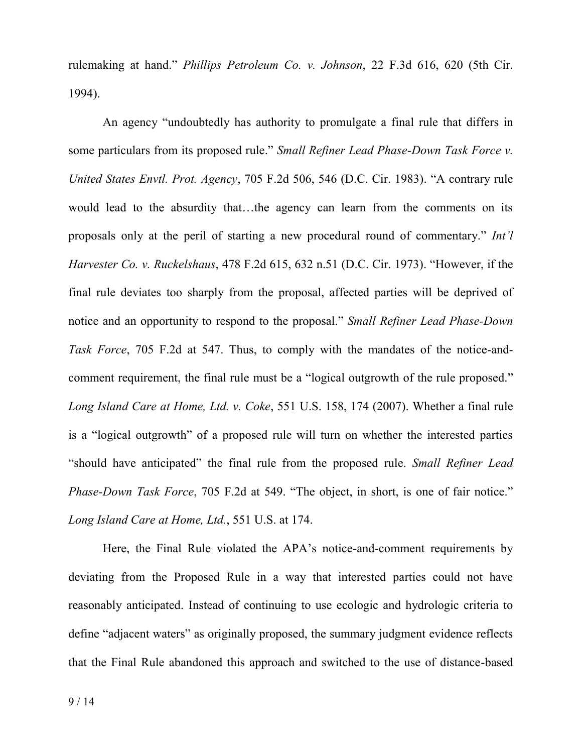rulemaking at hand." *Phillips Petroleum Co. v. Johnson*, 22 F.3d 616, 620 (5th Cir. 1994).

An agency "undoubtedly has authority to promulgate a final rule that differs in some particulars from its proposed rule." *Small Refiner Lead Phase-Down Task Force v. United States Envtl. Prot. Agency*, 705 F.2d 506, 546 (D.C. Cir. 1983). "A contrary rule would lead to the absurdity that…the agency can learn from the comments on its proposals only at the peril of starting a new procedural round of commentary." *Int'l Harvester Co. v. Ruckelshaus*, 478 F.2d 615, 632 n.51 (D.C. Cir. 1973). "However, if the final rule deviates too sharply from the proposal, affected parties will be deprived of notice and an opportunity to respond to the proposal." *Small Refiner Lead Phase-Down Task Force*, 705 F.2d at 547. Thus, to comply with the mandates of the notice-and-comment requirement, the final rule must be a "logical outgrowth of the rule proposed." *Long Island Care at Home, Ltd. v. Coke*, 551 U.S. 158, 174 (2007). Whether a final rule is a "logical outgrowth" of a proposed rule will turn on whether the interested parties "should have anticipated" the final rule from the proposed rule. *Small Refiner Lead Phase-Down Task Force*, 705 F.2d at 549. "The object, in short, is one of fair notice." *Long Island Care at Home, Ltd.*, 551 U.S. at 174.

Here, the Final Rule violated the APA's notice-and-comment requirements by deviating from the Proposed Rule in a way that interested parties could not have reasonably anticipated. Instead of continuing to use ecologic and hydrologic criteria to define "adjacent waters" as originally proposed, the summary judgment evidence reflects that the Final Rule abandoned this approach and switched to the use of distance-based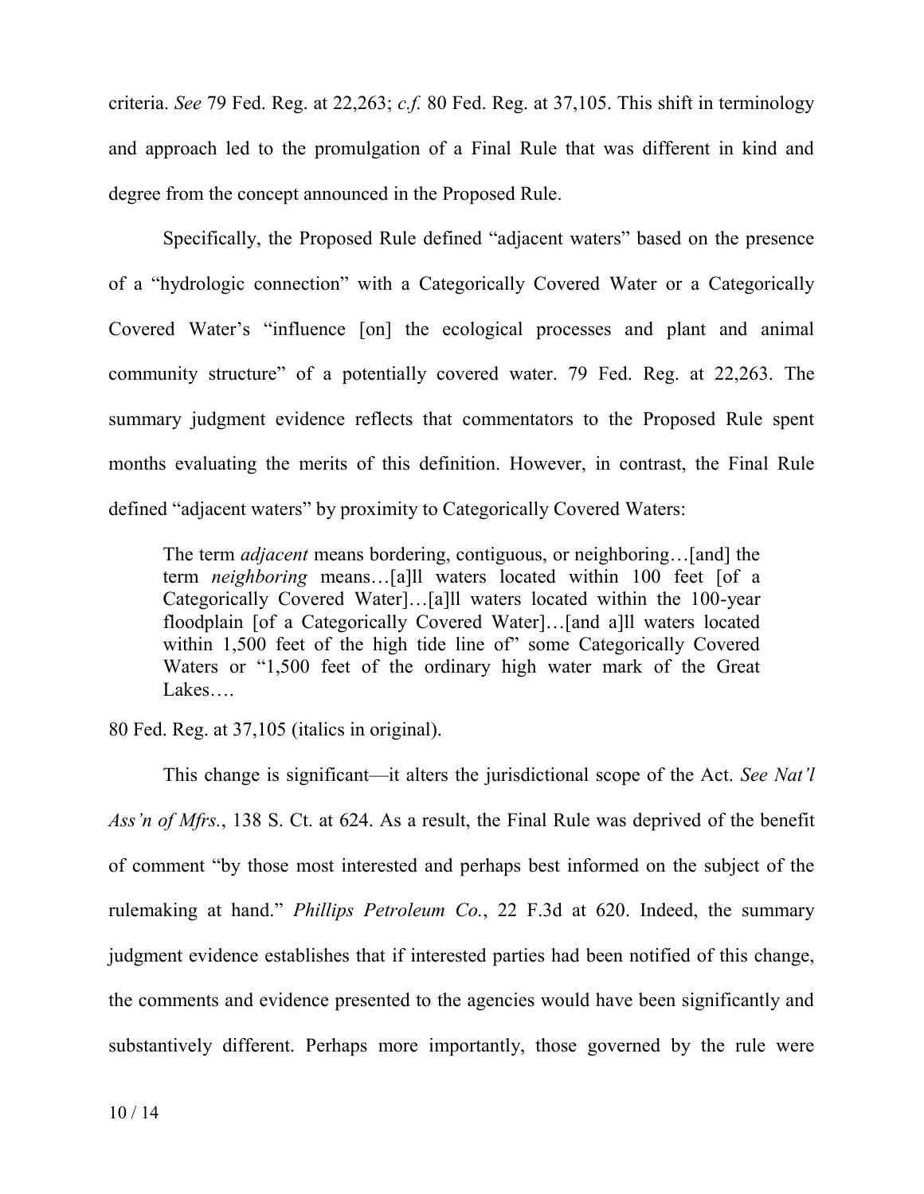criteria. *See* 79 Fed. Reg. at 22,263; *c.f.* 80 Fed. Reg. at 37,105. This shift in terminology and approach led to the promulgation of a Final Rule that was different in kind and degree from the concept announced in the Proposed Rule.

Specifically, the Proposed Rule defined "adjacent waters" based on the presence of a "hydrologic connection" with a Categorically Covered Water or a Categorically Covered Water's "influence [on] the ecological processes and plant and animal community structure" of a potentially covered water. 79 Fed. Reg. at 22,263. The summary judgment evidence reflects that commentators to the Proposed Rule spent months evaluating the merits of this definition. However, in contrast, the Final Rule defined "adjacent waters" by proximity to Categorically Covered Waters:

> The term *adjacent* means bordering, contiguous, or neighboring…[and] the term *neighboring* means…[a]ll waters located within 100 feet [of a Categorically Covered Water]…[a]ll waters located within the 100-year floodplain [of a Categorically Covered Water]…[and a]ll waters located within 1,500 feet of the high tide line of" some Categorically Covered Waters or "1,500 feet of the ordinary high water mark of the Great Lakes….

80 Fed. Reg. at 37,105 (italics in original).

This change is significant—it alters the jurisdictional scope of the Act. *See Nat'l Ass'n of Mfrs.*, 138 S. Ct. at 624. As a result, the Final Rule was deprived of the benefit of comment "by those most interested and perhaps best informed on the subject of the rulemaking at hand." *Phillips Petroleum Co.*, 22 F.3d at 620. Indeed, the summary judgment evidence establishes that if interested parties had been notified of this change, the comments and evidence presented to the agencies would have been significantly and substantively different. Perhaps more importantly, those governed by the rule were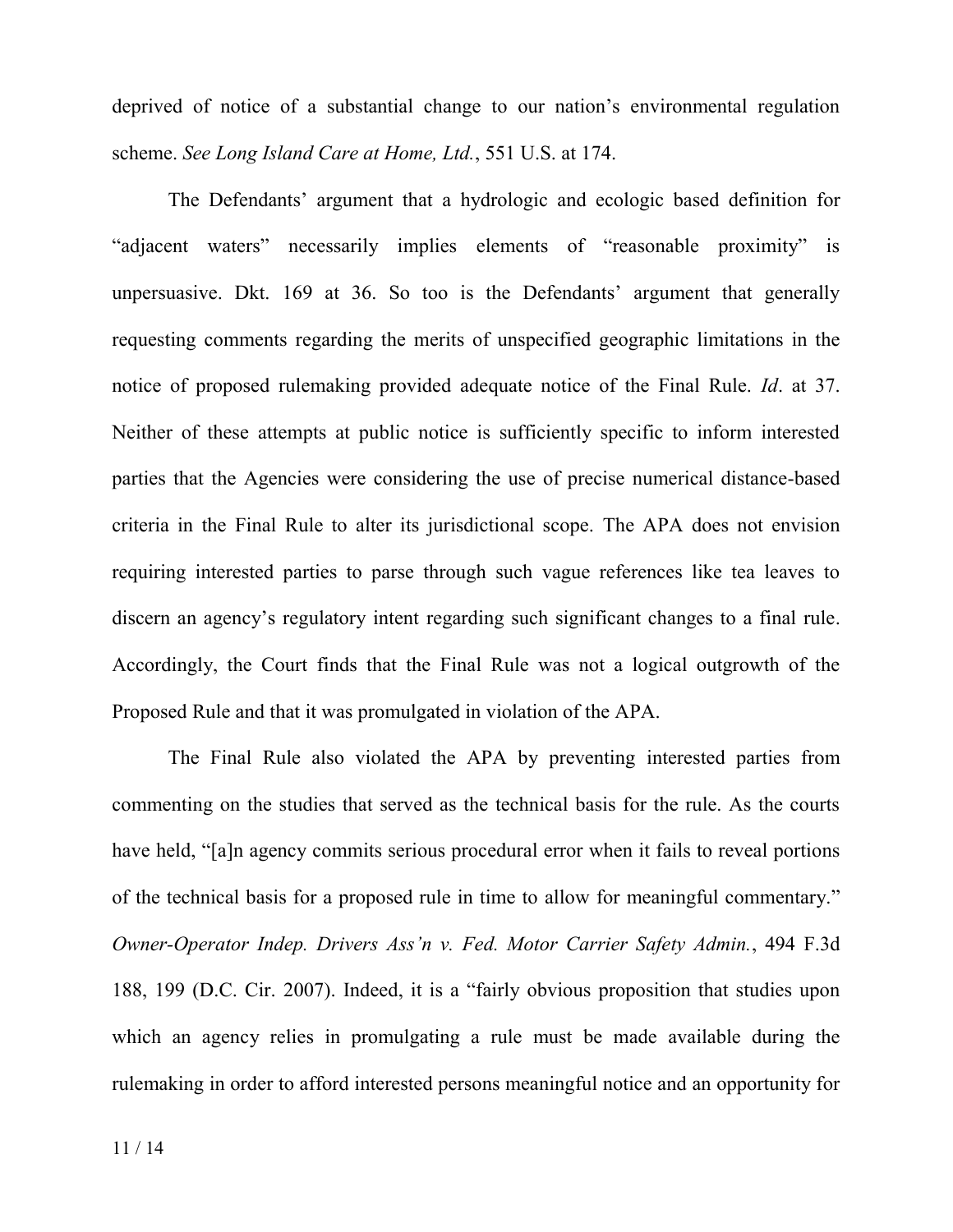deprived of notice of a substantial change to our nation's environmental regulation scheme. *See Long Island Care at Home, Ltd.*, 551 U.S. at 174.

The Defendants' argument that a hydrologic and ecologic based definition for "adjacent waters" necessarily implies elements of "reasonable proximity" is unpersuasive. Dkt. 169 at 36. So too is the Defendants' argument that generally requesting comments regarding the merits of unspecified geographic limitations in the notice of proposed rulemaking provided adequate notice of the Final Rule. *Id*. at 37. Neither of these attempts at public notice is sufficiently specific to inform interested parties that the Agencies were considering the use of precise numerical distance-based criteria in the Final Rule to alter its jurisdictional scope. The APA does not envision requiring interested parties to parse through such vague references like tea leaves to discern an agency's regulatory intent regarding such significant changes to a final rule. Accordingly, the Court finds that the Final Rule was not a logical outgrowth of the Proposed Rule and that it was promulgated in violation of the APA.

The Final Rule also violated the APA by preventing interested parties from commenting on the studies that served as the technical basis for the rule. As the courts have held, "[a]n agency commits serious procedural error when it fails to reveal portions of the technical basis for a proposed rule in time to allow for meaningful commentary." *Owner-Operator Indep. Drivers Ass'n v. Fed. Motor Carrier Safety Admin.*, 494 F.3d 188, 199 (D.C. Cir. 2007). Indeed, it is a "fairly obvious proposition that studies upon which an agency relies in promulgating a rule must be made available during the rulemaking in order to afford interested persons meaningful notice and an opportunity for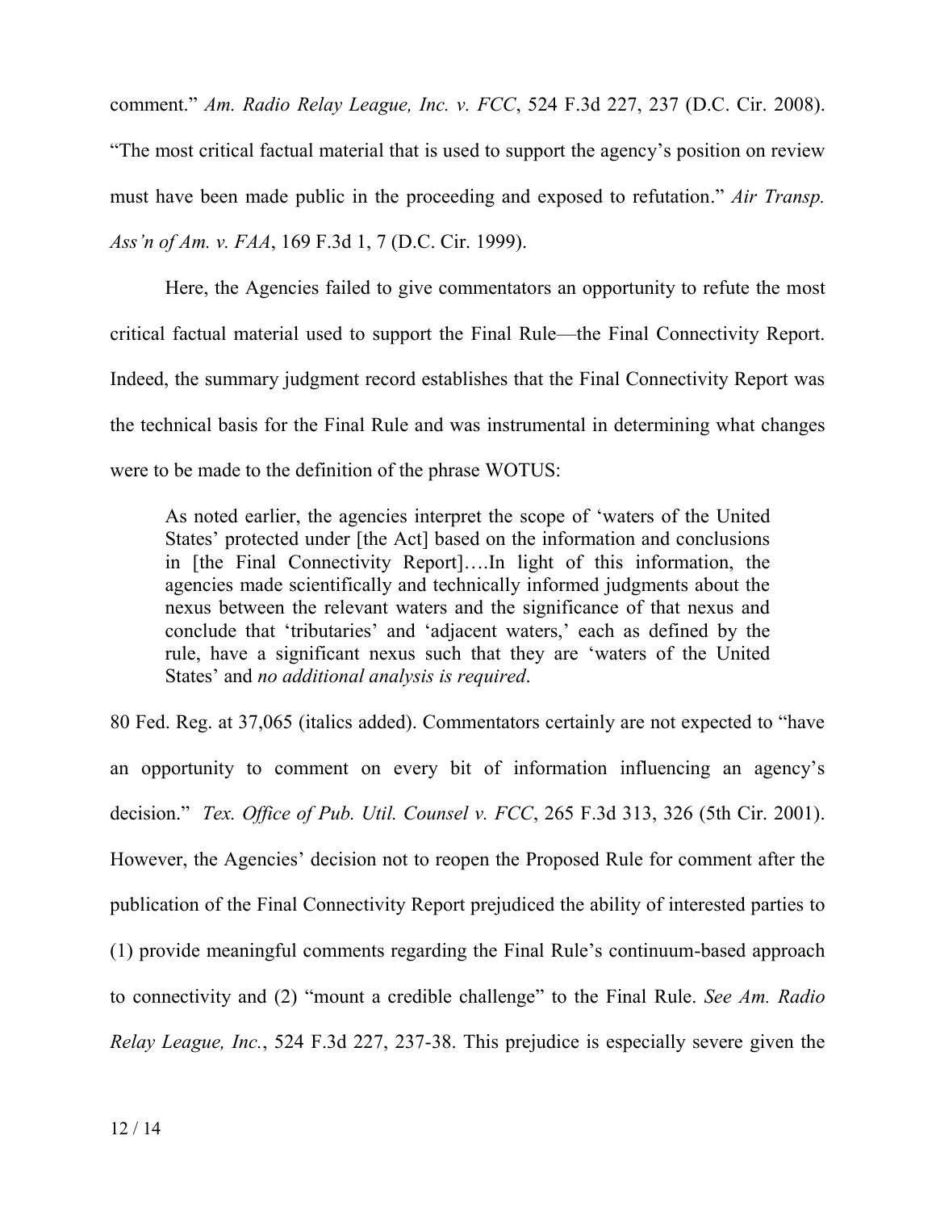comment." *Am. Radio Relay League, Inc. v. FCC*, 524 F.3d 227, 237 (D.C. Cir. 2008). "The most critical factual material that is used to support the agency's position on review must have been made public in the proceeding and exposed to refutation." *Air Transp. Ass'n of Am. v. FAA*, 169 F.3d 1, 7 (D.C. Cir. 1999).

Here, the Agencies failed to give commentators an opportunity to refute the most critical factual material used to support the Final Rule—the Final Connectivity Report. Indeed, the summary judgment record establishes that the Final Connectivity Report was the technical basis for the Final Rule and was instrumental in determining what changes were to be made to the definition of the phrase WOTUS:

> As noted earlier, the agencies interpret the scope of 'waters of the United States' protected under [the Act] based on the information and conclusions in [the Final Connectivity Report]….In light of this information, the agencies made scientifically and technically informed judgments about the nexus between the relevant waters and the significance of that nexus and conclude that 'tributaries' and 'adjacent waters,' each as defined by the rule, have a significant nexus such that they are 'waters of the United States' and *no additional analysis is required*.

80 Fed. Reg. at 37,065 (italics added). Commentators certainly are not expected to "have an opportunity to comment on every bit of information influencing an agency's decision." *Tex. Office of Pub. Util. Counsel v. FCC*, 265 F.3d 313, 326 (5th Cir. 2001). However, the Agencies' decision not to reopen the Proposed Rule for comment after the publication of the Final Connectivity Report prejudiced the ability of interested parties to (1) provide meaningful comments regarding the Final Rule's continuum-based approach to connectivity and (2) "mount a credible challenge" to the Final Rule. *See Am. Radio Relay League, Inc.*, 524 F.3d 227, 237-38. This prejudice is especially severe given the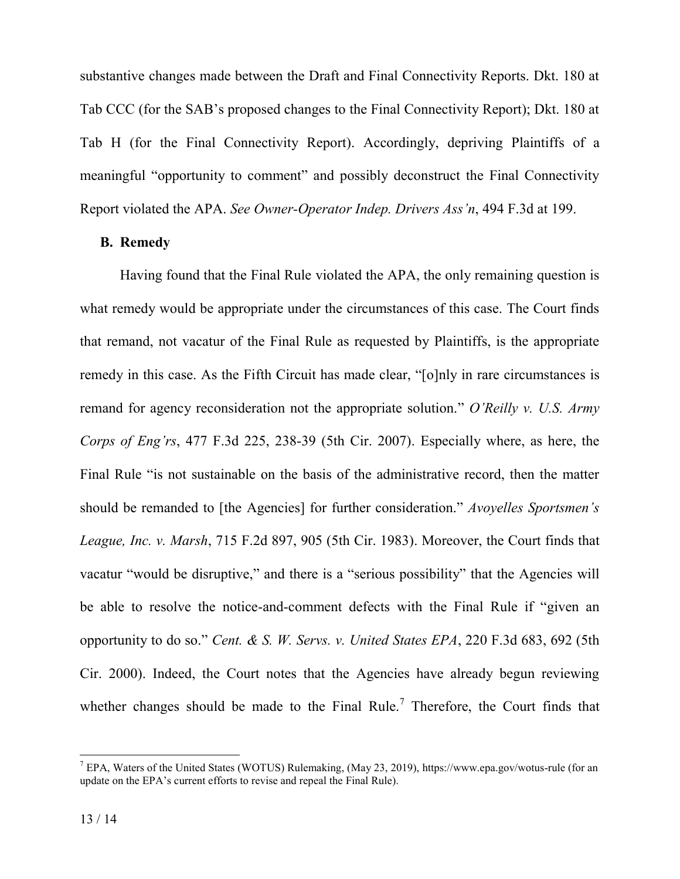substantive changes made between the Draft and Final Connectivity Reports. Dkt. 180 at Tab CCC (for the SAB's proposed changes to the Final Connectivity Report); Dkt. 180 at Tab H (for the Final Connectivity Report). Accordingly, depriving Plaintiffs of a meaningful "opportunity to comment" and possibly deconstruct the Final Connectivity Report violated the APA. *See Owner-Operator Indep. Drivers Ass'n*, 494 F.3d at 199.

**B. Remedy**

Having found that the Final Rule violated the APA, the only remaining question is what remedy would be appropriate under the circumstances of this case. The Court finds that remand, not vacatur of the Final Rule as requested by Plaintiffs, is the appropriate remedy in this case. As the Fifth Circuit has made clear, "[o]nly in rare circumstances is remand for agency reconsideration not the appropriate solution." *O'Reilly v. U.S. Army Corps of Eng'rs*, 477 F.3d 225, 238-39 (5th Cir. 2007). Especially where, as here, the Final Rule "is not sustainable on the basis of the administrative record, then the matter should be remanded to [the Agencies] for further consideration." *Avoyelles Sportsmen's League, Inc. v. Marsh*, 715 F.2d 897, 905 (5th Cir. 1983). Moreover, the Court finds that vacatur "would be disruptive," and there is a "serious possibility" that the Agencies will be able to resolve the notice-and-comment defects with the Final Rule if "given an opportunity to do so." *Cent. & S. W. Servs. v. United States EPA*, 220 F.3d 683, 692 (5th Cir. 2000). Indeed, the Court notes that the Agencies have already begun reviewing whether changes should be made to the Final Rule.[7] Therefore, the Court finds that

[7] EPA, Waters of the United States (WOTUS) Rulemaking, (May 23, 2019), https://www.epa.gov/wotus-rule (for an update on the EPA's current efforts to revise and repeal the Final Rule).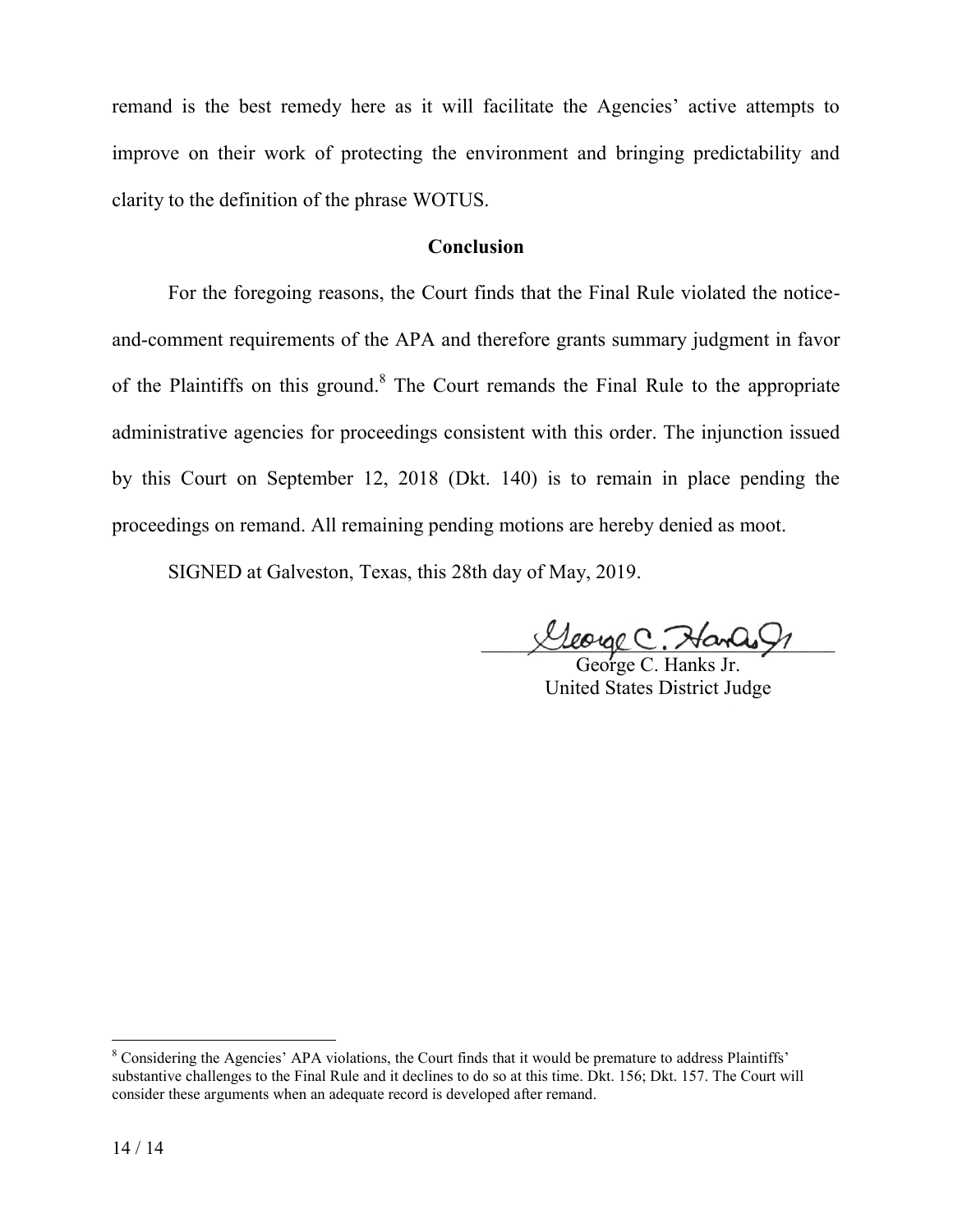remand is the best remedy here as it will facilitate the Agencies' active attempts to improve on their work of protecting the environment and bringing predictability and clarity to the definition of the phrase WOTUS.

## Conclusion

For the foregoing reasons, the Court finds that the Final Rule violated the notice-and-comment requirements of the APA and therefore grants summary judgment in favor of the Plaintiffs on this ground.[8] The Court remands the Final Rule to the appropriate administrative agencies for proceedings consistent with this order. The injunction issued by this Court on September 12, 2018 (Dkt. 140) is to remain in place pending the proceedings on remand. All remaining pending motions are hereby denied as moot.

SIGNED at Galveston, Texas, this 28th day of May, 2019.

George C. Hanks Jr.
United States District Judge

---

[8] Considering the Agencies' APA violations, the Court finds that it would be premature to address Plaintiffs' substantive challenges to the Final Rule and it declines to do so at this time. Dkt. 156; Dkt. 157. The Court will consider these arguments when an adequate record is developed after remand.